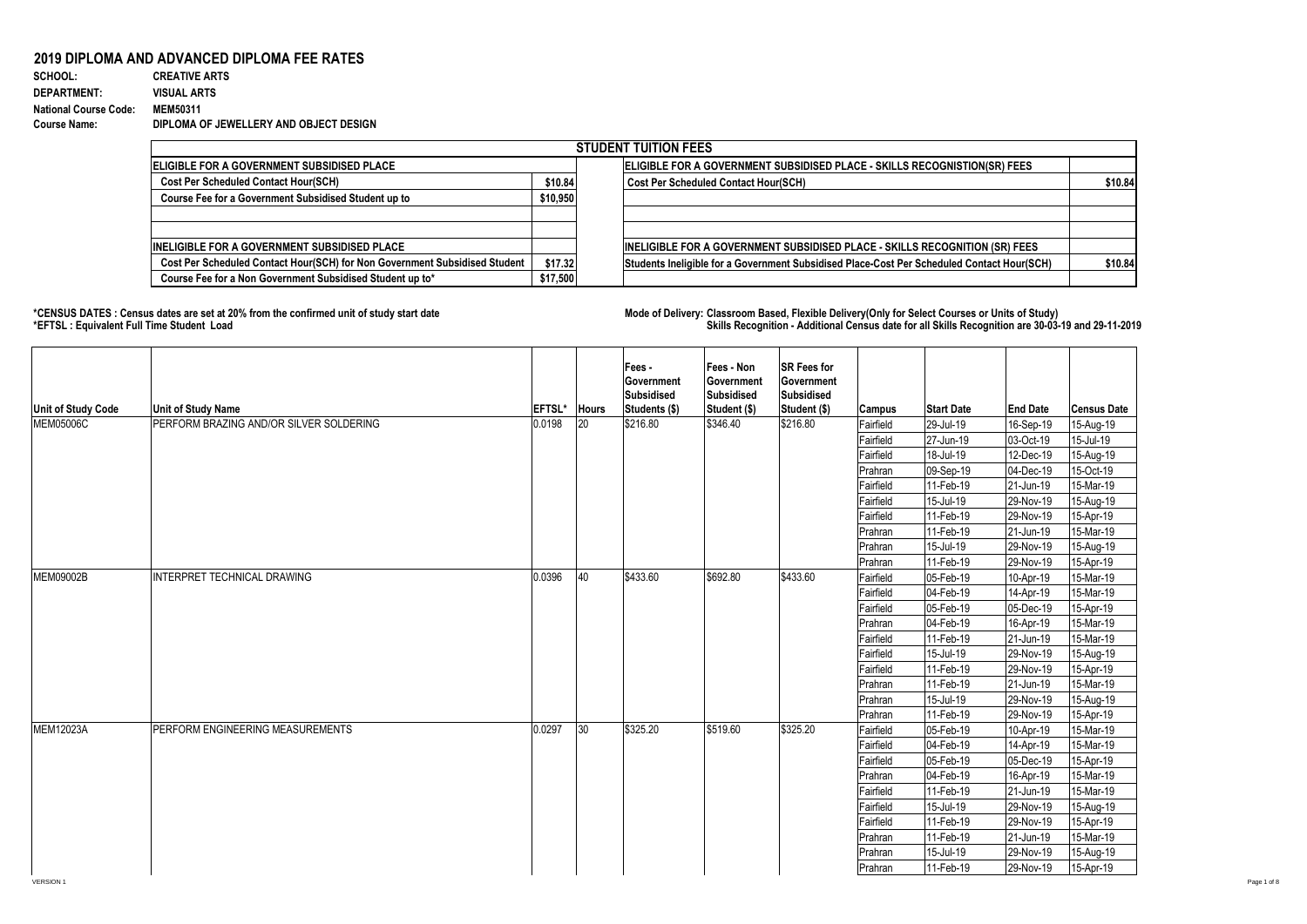# 2019 DIPLOMA AND ADVANCED DIPLOMA FEE RATES

**SCHOOL:** CREATIVE ARTS
**DEPARTMENT:** VISUAL ARTS
**National Course Code:** MEM50311
**Course Name:** DIPLOMA OF JEWELLERY AND OBJECT DESIGN

| STUDENT TUITION FEES | | | |
|---|---|---|---|
| **ELIGIBLE FOR A GOVERNMENT SUBSIDISED PLACE** | | **ELIGIBLE FOR A GOVERNMENT SUBSIDISED PLACE - SKILLS RECOGNISTION(SR) FEES** | |
| Cost Per Scheduled Contact Hour(SCH) | $10.84 | Cost Per Scheduled Contact Hour(SCH) | $10.84 |
| Course Fee for a Government Subsidised Student up to | $10,950 | | |
| | | | |
| | | | |
| **INELIGIBLE FOR A GOVERNMENT SUBSIDISED PLACE** | | **INELIGIBLE FOR A GOVERNMENT SUBSIDISED PLACE - SKILLS RECOGNITION (SR) FEES** | |
| Cost Per Scheduled Contact Hour(SCH) for Non Government Subsidised Student | $17.32 | Students Ineligible for a Government Subsidised Place-Cost Per Scheduled Contact Hour(SCH) | $10.84 |
| Course Fee for a Non Government Subsidised Student up to* | $17,500 | | |

**\*CENSUS DATES : Census dates are set at 20% from the confirmed unit of study start date**
**\*EFTSL : Equivalent Full Time Student Load**

**Mode of Delivery: Classroom Based, Flexible Delivery(Only for Select Courses or Units of Study)**
**Skills Recognition - Additional Census date for all Skills Recognition are 30-03-19 and 29-11-2019**

| Unit of Study Code | Unit of Study Name | EFTSL* | Hours | Fees - Government Subsidised Students ($) | Fees - Non Government Subsidised Student ($) | SR Fees for Government Subsidised Student ($) | Campus | Start Date | End Date | Census Date |
|---|---|---|---|---|---|---|---|---|---|---|
| MEM05006C | PERFORM BRAZING AND/OR SILVER SOLDERING | 0.0198 | 20 | $216.80 | $346.40 | $216.80 | Fairfield | 29-Jul-19 | 16-Sep-19 | 15-Aug-19 |
| | | | | | | | Fairfield | 27-Jun-19 | 03-Oct-19 | 15-Jul-19 |
| | | | | | | | Fairfield | 18-Jul-19 | 12-Dec-19 | 15-Aug-19 |
| | | | | | | | Prahran | 09-Sep-19 | 04-Dec-19 | 15-Oct-19 |
| | | | | | | | Fairfield | 11-Feb-19 | 21-Jun-19 | 15-Mar-19 |
| | | | | | | | Fairfield | 15-Jul-19 | 29-Nov-19 | 15-Aug-19 |
| | | | | | | | Fairfield | 11-Feb-19 | 29-Nov-19 | 15-Apr-19 |
| | | | | | | | Prahran | 11-Feb-19 | 21-Jun-19 | 15-Mar-19 |
| | | | | | | | Prahran | 15-Jul-19 | 29-Nov-19 | 15-Aug-19 |
| | | | | | | | Prahran | 11-Feb-19 | 29-Nov-19 | 15-Apr-19 |
| MEM09002B | INTERPRET TECHNICAL DRAWING | 0.0396 | 40 | $433.60 | $692.80 | $433.60 | Fairfield | 05-Feb-19 | 10-Apr-19 | 15-Mar-19 |
| | | | | | | | Fairfield | 04-Feb-19 | 14-Apr-19 | 15-Mar-19 |
| | | | | | | | Fairfield | 05-Feb-19 | 05-Dec-19 | 15-Apr-19 |
| | | | | | | | Prahran | 04-Feb-19 | 16-Apr-19 | 15-Mar-19 |
| | | | | | | | Fairfield | 11-Feb-19 | 21-Jun-19 | 15-Mar-19 |
| | | | | | | | Fairfield | 15-Jul-19 | 29-Nov-19 | 15-Aug-19 |
| | | | | | | | Fairfield | 11-Feb-19 | 29-Nov-19 | 15-Apr-19 |
| | | | | | | | Prahran | 11-Feb-19 | 21-Jun-19 | 15-Mar-19 |
| | | | | | | | Prahran | 15-Jul-19 | 29-Nov-19 | 15-Aug-19 |
| | | | | | | | Prahran | 11-Feb-19 | 29-Nov-19 | 15-Apr-19 |
| MEM12023A | PERFORM ENGINEERING MEASUREMENTS | 0.0297 | 30 | $325.20 | $519.60 | $325.20 | Fairfield | 05-Feb-19 | 10-Apr-19 | 15-Mar-19 |
| | | | | | | | Fairfield | 04-Feb-19 | 14-Apr-19 | 15-Mar-19 |
| | | | | | | | Fairfield | 05-Feb-19 | 05-Dec-19 | 15-Apr-19 |
| | | | | | | | Prahran | 04-Feb-19 | 16-Apr-19 | 15-Mar-19 |
| | | | | | | | Fairfield | 11-Feb-19 | 21-Jun-19 | 15-Mar-19 |
| | | | | | | | Fairfield | 15-Jul-19 | 29-Nov-19 | 15-Aug-19 |
| | | | | | | | Fairfield | 11-Feb-19 | 29-Nov-19 | 15-Apr-19 |
| | | | | | | | Prahran | 11-Feb-19 | 21-Jun-19 | 15-Mar-19 |
| | | | | | | | Prahran | 15-Jul-19 | 29-Nov-19 | 15-Aug-19 |
| | | | | | | | Prahran | 11-Feb-19 | 29-Nov-19 | 15-Apr-19 |

VERSION 1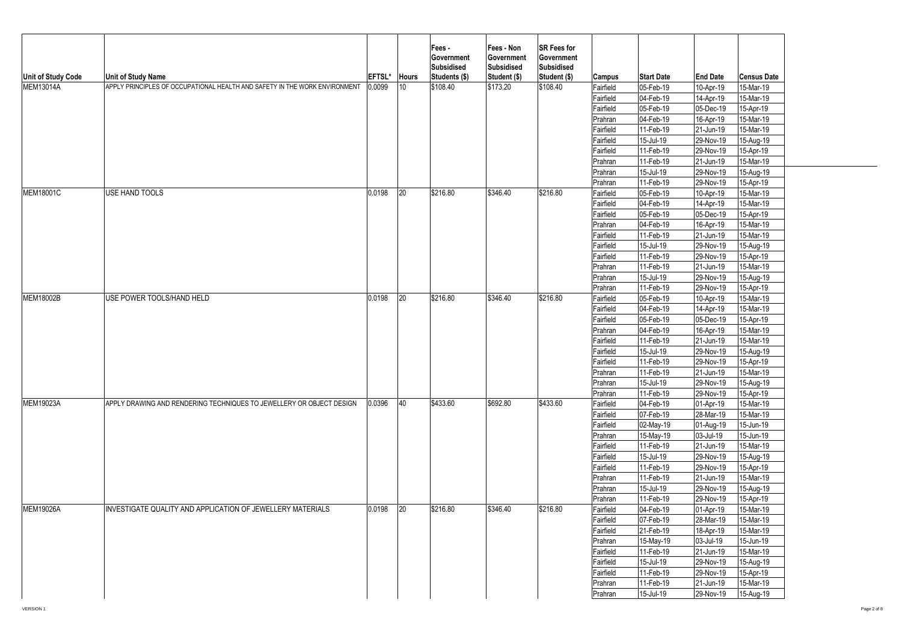| Unit of Study Code | Unit of Study Name | EFTSL* | Hours | Fees - Government Subsidised Students ($) | Fees - Non Government Subsidised Student ($) | SR Fees for Government Subsidised Student ($) | Campus | Start Date | End Date | Census Date |
|---|---|---|---|---|---|---|---|---|---|---|
| MEM13014A | APPLY PRINCIPLES OF OCCUPATIONAL HEALTH AND SAFETY IN THE WORK ENVIRONMENT | 0.0099 | 10 | $108.40 | $173.20 | $108.40 | Fairfield | 05-Feb-19 | 10-Apr-19 | 15-Mar-19 |
| | | | | | | | Fairfield | 04-Feb-19 | 14-Apr-19 | 15-Mar-19 |
| | | | | | | | Fairfield | 05-Feb-19 | 05-Dec-19 | 15-Apr-19 |
| | | | | | | | Prahran | 04-Feb-19 | 16-Apr-19 | 15-Mar-19 |
| | | | | | | | Fairfield | 11-Feb-19 | 21-Jun-19 | 15-Mar-19 |
| | | | | | | | Fairfield | 15-Jul-19 | 29-Nov-19 | 15-Aug-19 |
| | | | | | | | Fairfield | 11-Feb-19 | 29-Nov-19 | 15-Apr-19 |
| | | | | | | | Prahran | 11-Feb-19 | 21-Jun-19 | 15-Mar-19 |
| | | | | | | | Prahran | 15-Jul-19 | 29-Nov-19 | 15-Aug-19 |
| | | | | | | | Prahran | 11-Feb-19 | 29-Nov-19 | 15-Apr-19 |
| MEM18001C | USE HAND TOOLS | 0.0198 | 20 | $216.80 | $346.40 | $216.80 | Fairfield | 05-Feb-19 | 10-Apr-19 | 15-Mar-19 |
| | | | | | | | Fairfield | 04-Feb-19 | 14-Apr-19 | 15-Mar-19 |
| | | | | | | | Fairfield | 05-Feb-19 | 05-Dec-19 | 15-Apr-19 |
| | | | | | | | Prahran | 04-Feb-19 | 16-Apr-19 | 15-Mar-19 |
| | | | | | | | Fairfield | 11-Feb-19 | 21-Jun-19 | 15-Mar-19 |
| | | | | | | | Fairfield | 15-Jul-19 | 29-Nov-19 | 15-Aug-19 |
| | | | | | | | Fairfield | 11-Feb-19 | 29-Nov-19 | 15-Apr-19 |
| | | | | | | | Prahran | 11-Feb-19 | 21-Jun-19 | 15-Mar-19 |
| | | | | | | | Prahran | 15-Jul-19 | 29-Nov-19 | 15-Aug-19 |
| | | | | | | | Prahran | 11-Feb-19 | 29-Nov-19 | 15-Apr-19 |
| MEM18002B | USE POWER TOOLS/HAND HELD | 0.0198 | 20 | $216.80 | $346.40 | $216.80 | Fairfield | 05-Feb-19 | 10-Apr-19 | 15-Mar-19 |
| | | | | | | | Fairfield | 04-Feb-19 | 14-Apr-19 | 15-Mar-19 |
| | | | | | | | Fairfield | 05-Feb-19 | 05-Dec-19 | 15-Apr-19 |
| | | | | | | | Prahran | 04-Feb-19 | 16-Apr-19 | 15-Mar-19 |
| | | | | | | | Fairfield | 11-Feb-19 | 21-Jun-19 | 15-Mar-19 |
| | | | | | | | Fairfield | 15-Jul-19 | 29-Nov-19 | 15-Aug-19 |
| | | | | | | | Fairfield | 11-Feb-19 | 29-Nov-19 | 15-Apr-19 |
| | | | | | | | Prahran | 11-Feb-19 | 21-Jun-19 | 15-Mar-19 |
| | | | | | | | Prahran | 15-Jul-19 | 29-Nov-19 | 15-Aug-19 |
| | | | | | | | Prahran | 11-Feb-19 | 29-Nov-19 | 15-Apr-19 |
| MEM19023A | APPLY DRAWING AND RENDERING TECHNIQUES TO JEWELLERY OR OBJECT DESIGN | 0.0396 | 40 | $433.60 | $692.80 | $433.60 | Fairfield | 04-Feb-19 | 01-Apr-19 | 15-Mar-19 |
| | | | | | | | Fairfield | 07-Feb-19 | 28-Mar-19 | 15-Mar-19 |
| | | | | | | | Fairfield | 02-May-19 | 01-Aug-19 | 15-Jun-19 |
| | | | | | | | Prahran | 15-May-19 | 03-Jul-19 | 15-Jun-19 |
| | | | | | | | Fairfield | 11-Feb-19 | 21-Jun-19 | 15-Mar-19 |
| | | | | | | | Fairfield | 15-Jul-19 | 29-Nov-19 | 15-Aug-19 |
| | | | | | | | Fairfield | 11-Feb-19 | 29-Nov-19 | 15-Apr-19 |
| | | | | | | | Prahran | 11-Feb-19 | 21-Jun-19 | 15-Mar-19 |
| | | | | | | | Prahran | 15-Jul-19 | 29-Nov-19 | 15-Aug-19 |
| | | | | | | | Prahran | 11-Feb-19 | 29-Nov-19 | 15-Apr-19 |
| MEM19026A | INVESTIGATE QUALITY AND APPLICATION OF JEWELLERY MATERIALS | 0.0198 | 20 | $216.80 | $346.40 | $216.80 | Fairfield | 04-Feb-19 | 01-Apr-19 | 15-Mar-19 |
| | | | | | | | Fairfield | 07-Feb-19 | 28-Mar-19 | 15-Mar-19 |
| | | | | | | | Fairfield | 21-Feb-19 | 18-Apr-19 | 15-Mar-19 |
| | | | | | | | Prahran | 15-May-19 | 03-Jul-19 | 15-Jun-19 |
| | | | | | | | Fairfield | 11-Feb-19 | 21-Jun-19 | 15-Mar-19 |
| | | | | | | | Fairfield | 15-Jul-19 | 29-Nov-19 | 15-Aug-19 |
| | | | | | | | Fairfield | 11-Feb-19 | 29-Nov-19 | 15-Apr-19 |
| | | | | | | | Prahran | 11-Feb-19 | 21-Jun-19 | 15-Mar-19 |
| | | | | | | | Prahran | 15-Jul-19 | 29-Nov-19 | 15-Aug-19 |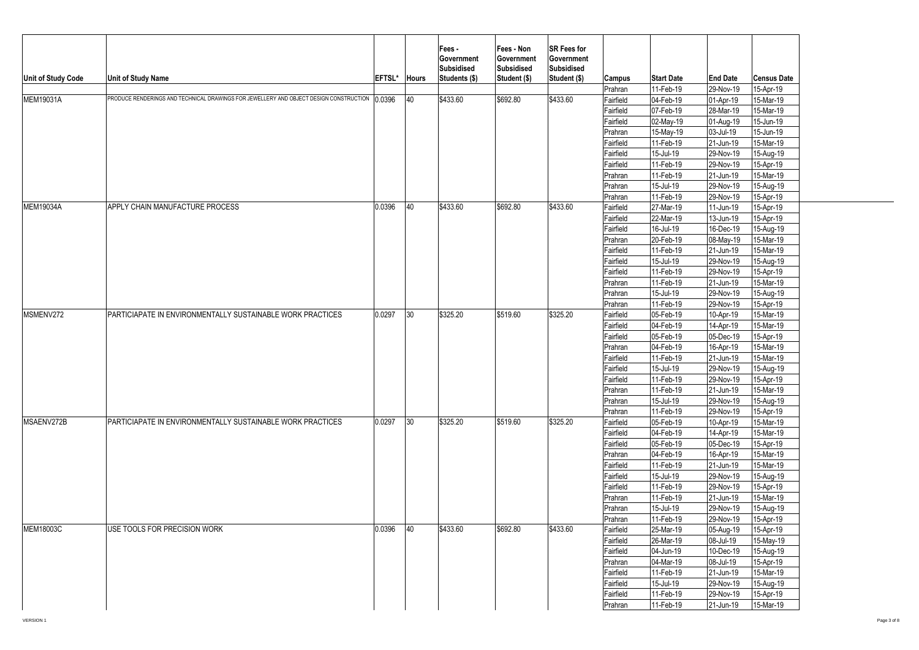| Unit of Study Code | Unit of Study Name | EFTSL* | Hours | Fees - Government Subsidised Students ($) | Fees - Non Government Subsidised Student ($) | SR Fees for Government Subsidised Student ($) | Campus | Start Date | End Date | Census Date |
|---|---|---|---|---|---|---|---|---|---|---|
| | | | | | | | Prahran | 11-Feb-19 | 29-Nov-19 | 15-Apr-19 |
| MEM19031A | PRODUCE RENDERINGS AND TECHNICAL DRAWINGS FOR JEWELLERY AND OBJECT DESIGN CONSTRUCTION | 0.0396 | 40 | $433.60 | $692.80 | $433.60 | Fairfield | 04-Feb-19 | 01-Apr-19 | 15-Mar-19 |
| | | | | | | | Fairfield | 07-Feb-19 | 28-Mar-19 | 15-Mar-19 |
| | | | | | | | Fairfield | 02-May-19 | 01-Aug-19 | 15-Jun-19 |
| | | | | | | | Prahran | 15-May-19 | 03-Jul-19 | 15-Jun-19 |
| | | | | | | | Fairfield | 11-Feb-19 | 21-Jun-19 | 15-Mar-19 |
| | | | | | | | Fairfield | 15-Jul-19 | 29-Nov-19 | 15-Aug-19 |
| | | | | | | | Fairfield | 11-Feb-19 | 29-Nov-19 | 15-Apr-19 |
| | | | | | | | Prahran | 11-Feb-19 | 21-Jun-19 | 15-Mar-19 |
| | | | | | | | Prahran | 15-Jul-19 | 29-Nov-19 | 15-Aug-19 |
| | | | | | | | Prahran | 11-Feb-19 | 29-Nov-19 | 15-Apr-19 |
| MEM19034A | APPLY CHAIN MANUFACTURE PROCESS | 0.0396 | 40 | $433.60 | $692.80 | $433.60 | Fairfield | 27-Mar-19 | 11-Jun-19 | 15-Apr-19 |
| | | | | | | | Fairfield | 22-Mar-19 | 13-Jun-19 | 15-Apr-19 |
| | | | | | | | Fairfield | 16-Jul-19 | 16-Dec-19 | 15-Aug-19 |
| | | | | | | | Prahran | 20-Feb-19 | 08-May-19 | 15-Mar-19 |
| | | | | | | | Fairfield | 11-Feb-19 | 21-Jun-19 | 15-Mar-19 |
| | | | | | | | Fairfield | 15-Jul-19 | 29-Nov-19 | 15-Aug-19 |
| | | | | | | | Fairfield | 11-Feb-19 | 29-Nov-19 | 15-Apr-19 |
| | | | | | | | Prahran | 11-Feb-19 | 21-Jun-19 | 15-Mar-19 |
| | | | | | | | Prahran | 15-Jul-19 | 29-Nov-19 | 15-Aug-19 |
| | | | | | | | Prahran | 11-Feb-19 | 29-Nov-19 | 15-Apr-19 |
| MSMENV272 | PARTICIAPATE IN ENVIRONMENTALLY SUSTAINABLE WORK PRACTICES | 0.0297 | 30 | $325.20 | $519.60 | $325.20 | Fairfield | 05-Feb-19 | 10-Apr-19 | 15-Mar-19 |
| | | | | | | | Fairfield | 04-Feb-19 | 14-Apr-19 | 15-Mar-19 |
| | | | | | | | Fairfield | 05-Feb-19 | 05-Dec-19 | 15-Apr-19 |
| | | | | | | | Prahran | 04-Feb-19 | 16-Apr-19 | 15-Mar-19 |
| | | | | | | | Fairfield | 11-Feb-19 | 21-Jun-19 | 15-Mar-19 |
| | | | | | | | Fairfield | 15-Jul-19 | 29-Nov-19 | 15-Aug-19 |
| | | | | | | | Fairfield | 11-Feb-19 | 29-Nov-19 | 15-Apr-19 |
| | | | | | | | Prahran | 11-Feb-19 | 21-Jun-19 | 15-Mar-19 |
| | | | | | | | Prahran | 15-Jul-19 | 29-Nov-19 | 15-Aug-19 |
| | | | | | | | Prahran | 11-Feb-19 | 29-Nov-19 | 15-Apr-19 |
| MSAENV272B | PARTICIAPATE IN ENVIRONMENTALLY SUSTAINABLE WORK PRACTICES | 0.0297 | 30 | $325.20 | $519.60 | $325.20 | Fairfield | 05-Feb-19 | 10-Apr-19 | 15-Mar-19 |
| | | | | | | | Fairfield | 04-Feb-19 | 14-Apr-19 | 15-Mar-19 |
| | | | | | | | Fairfield | 05-Feb-19 | 05-Dec-19 | 15-Apr-19 |
| | | | | | | | Prahran | 04-Feb-19 | 16-Apr-19 | 15-Mar-19 |
| | | | | | | | Fairfield | 11-Feb-19 | 21-Jun-19 | 15-Mar-19 |
| | | | | | | | Fairfield | 15-Jul-19 | 29-Nov-19 | 15-Aug-19 |
| | | | | | | | Fairfield | 11-Feb-19 | 29-Nov-19 | 15-Apr-19 |
| | | | | | | | Prahran | 11-Feb-19 | 21-Jun-19 | 15-Mar-19 |
| | | | | | | | Prahran | 15-Jul-19 | 29-Nov-19 | 15-Aug-19 |
| | | | | | | | Prahran | 11-Feb-19 | 29-Nov-19 | 15-Apr-19 |
| MEM18003C | USE TOOLS FOR PRECISION WORK | 0.0396 | 40 | $433.60 | $692.80 | $433.60 | Fairfield | 25-Mar-19 | 05-Aug-19 | 15-Apr-19 |
| | | | | | | | Fairfield | 26-Mar-19 | 08-Jul-19 | 15-May-19 |
| | | | | | | | Fairfield | 04-Jun-19 | 10-Dec-19 | 15-Aug-19 |
| | | | | | | | Prahran | 04-Mar-19 | 08-Jul-19 | 15-Apr-19 |
| | | | | | | | Fairfield | 11-Feb-19 | 21-Jun-19 | 15-Mar-19 |
| | | | | | | | Fairfield | 15-Jul-19 | 29-Nov-19 | 15-Aug-19 |
| | | | | | | | Fairfield | 11-Feb-19 | 29-Nov-19 | 15-Apr-19 |
| | | | | | | | Prahran | 11-Feb-19 | 21-Jun-19 | 15-Mar-19 |

VERSION 1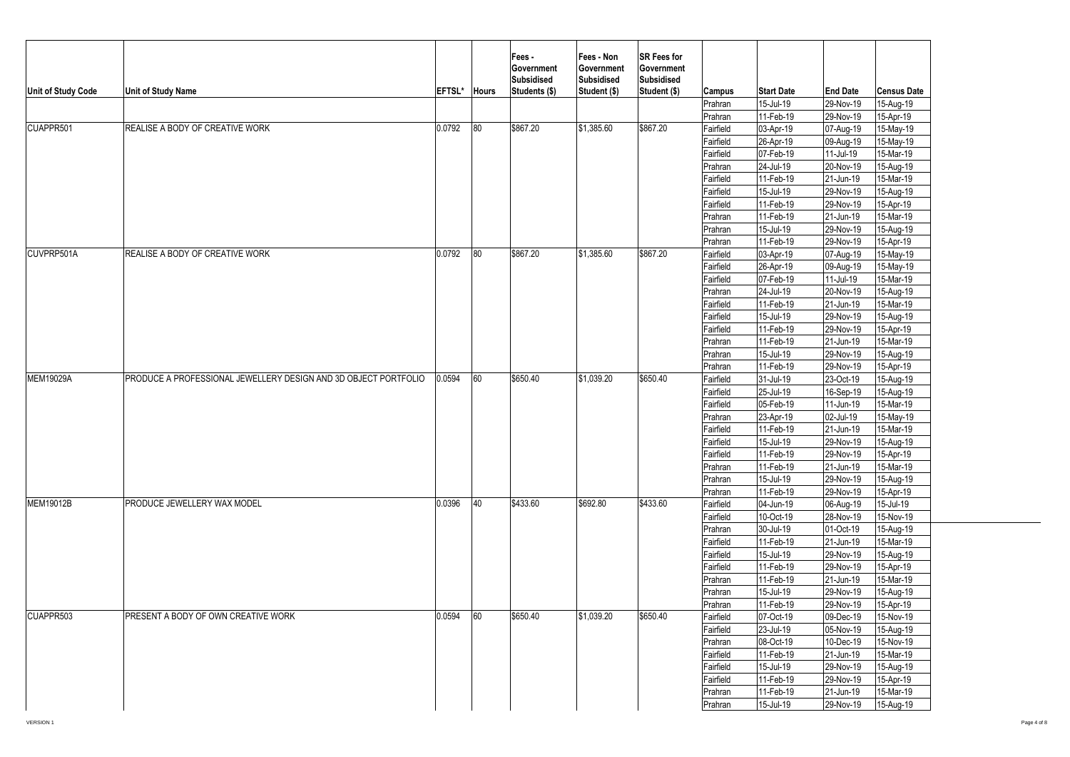| Unit of Study Code | Unit of Study Name | EFTSL* | Hours | Fees - Government Subsidised Students ($) | Fees - Non Government Subsidised Student ($) | SR Fees for Government Subsidised Student ($) | Campus | Start Date | End Date | Census Date |
|---|---|---|---|---|---|---|---|---|---|---|
| | | | | | | | Prahran | 15-Jul-19 | 29-Nov-19 | 15-Aug-19 |
| | | | | | | | Prahran | 11-Feb-19 | 29-Nov-19 | 15-Apr-19 |
| CUAPPR501 | REALISE A BODY OF CREATIVE WORK | 0.0792 | 80 | $867.20 | $1,385.60 | $867.20 | Fairfield | 03-Apr-19 | 07-Aug-19 | 15-May-19 |
| | | | | | | | Fairfield | 26-Apr-19 | 09-Aug-19 | 15-May-19 |
| | | | | | | | Fairfield | 07-Feb-19 | 11-Jul-19 | 15-Mar-19 |
| | | | | | | | Prahran | 24-Jul-19 | 20-Nov-19 | 15-Aug-19 |
| | | | | | | | Fairfield | 11-Feb-19 | 21-Jun-19 | 15-Mar-19 |
| | | | | | | | Fairfield | 15-Jul-19 | 29-Nov-19 | 15-Aug-19 |
| | | | | | | | Fairfield | 11-Feb-19 | 29-Nov-19 | 15-Apr-19 |
| | | | | | | | Prahran | 11-Feb-19 | 21-Jun-19 | 15-Mar-19 |
| | | | | | | | Prahran | 15-Jul-19 | 29-Nov-19 | 15-Aug-19 |
| | | | | | | | Prahran | 11-Feb-19 | 29-Nov-19 | 15-Apr-19 |
| CUVPRP501A | REALISE A BODY OF CREATIVE WORK | 0.0792 | 80 | $867.20 | $1,385.60 | $867.20 | Fairfield | 03-Apr-19 | 07-Aug-19 | 15-May-19 |
| | | | | | | | Fairfield | 26-Apr-19 | 09-Aug-19 | 15-May-19 |
| | | | | | | | Fairfield | 07-Feb-19 | 11-Jul-19 | 15-Mar-19 |
| | | | | | | | Prahran | 24-Jul-19 | 20-Nov-19 | 15-Aug-19 |
| | | | | | | | Fairfield | 11-Feb-19 | 21-Jun-19 | 15-Mar-19 |
| | | | | | | | Fairfield | 15-Jul-19 | 29-Nov-19 | 15-Aug-19 |
| | | | | | | | Fairfield | 11-Feb-19 | 29-Nov-19 | 15-Apr-19 |
| | | | | | | | Prahran | 11-Feb-19 | 21-Jun-19 | 15-Mar-19 |
| | | | | | | | Prahran | 15-Jul-19 | 29-Nov-19 | 15-Aug-19 |
| | | | | | | | Prahran | 11-Feb-19 | 29-Nov-19 | 15-Apr-19 |
| MEM19029A | PRODUCE A PROFESSIONAL JEWELLERY DESIGN AND 3D OBJECT PORTFOLIO | 0.0594 | 60 | $650.40 | $1,039.20 | $650.40 | Fairfield | 31-Jul-19 | 23-Oct-19 | 15-Aug-19 |
| | | | | | | | Fairfield | 25-Jul-19 | 16-Sep-19 | 15-Aug-19 |
| | | | | | | | Fairfield | 05-Feb-19 | 11-Jun-19 | 15-Mar-19 |
| | | | | | | | Prahran | 23-Apr-19 | 02-Jul-19 | 15-May-19 |
| | | | | | | | Fairfield | 11-Feb-19 | 21-Jun-19 | 15-Mar-19 |
| | | | | | | | Fairfield | 15-Jul-19 | 29-Nov-19 | 15-Aug-19 |
| | | | | | | | Fairfield | 11-Feb-19 | 29-Nov-19 | 15-Apr-19 |
| | | | | | | | Prahran | 11-Feb-19 | 21-Jun-19 | 15-Mar-19 |
| | | | | | | | Prahran | 15-Jul-19 | 29-Nov-19 | 15-Aug-19 |
| | | | | | | | Prahran | 11-Feb-19 | 29-Nov-19 | 15-Apr-19 |
| MEM19012B | PRODUCE JEWELLERY WAX MODEL | 0.0396 | 40 | $433.60 | $692.80 | $433.60 | Fairfield | 04-Jun-19 | 06-Aug-19 | 15-Jul-19 |
| | | | | | | | Fairfield | 10-Oct-19 | 28-Nov-19 | 15-Nov-19 |
| | | | | | | | Prahran | 30-Jul-19 | 01-Oct-19 | 15-Aug-19 |
| | | | | | | | Fairfield | 11-Feb-19 | 21-Jun-19 | 15-Mar-19 |
| | | | | | | | Fairfield | 15-Jul-19 | 29-Nov-19 | 15-Aug-19 |
| | | | | | | | Fairfield | 11-Feb-19 | 29-Nov-19 | 15-Apr-19 |
| | | | | | | | Prahran | 11-Feb-19 | 21-Jun-19 | 15-Mar-19 |
| | | | | | | | Prahran | 15-Jul-19 | 29-Nov-19 | 15-Aug-19 |
| | | | | | | | Prahran | 11-Feb-19 | 29-Nov-19 | 15-Apr-19 |
| CUAPPR503 | PRESENT A BODY OF OWN CREATIVE WORK | 0.0594 | 60 | $650.40 | $1,039.20 | $650.40 | Fairfield | 07-Oct-19 | 09-Dec-19 | 15-Nov-19 |
| | | | | | | | Fairfield | 23-Jul-19 | 05-Nov-19 | 15-Aug-19 |
| | | | | | | | Prahran | 08-Oct-19 | 10-Dec-19 | 15-Nov-19 |
| | | | | | | | Fairfield | 11-Feb-19 | 21-Jun-19 | 15-Mar-19 |
| | | | | | | | Fairfield | 15-Jul-19 | 29-Nov-19 | 15-Aug-19 |
| | | | | | | | Fairfield | 11-Feb-19 | 29-Nov-19 | 15-Apr-19 |
| | | | | | | | Prahran | 11-Feb-19 | 21-Jun-19 | 15-Mar-19 |
| | | | | | | | Prahran | 15-Jul-19 | 29-Nov-19 | 15-Aug-19 |

VERSION 1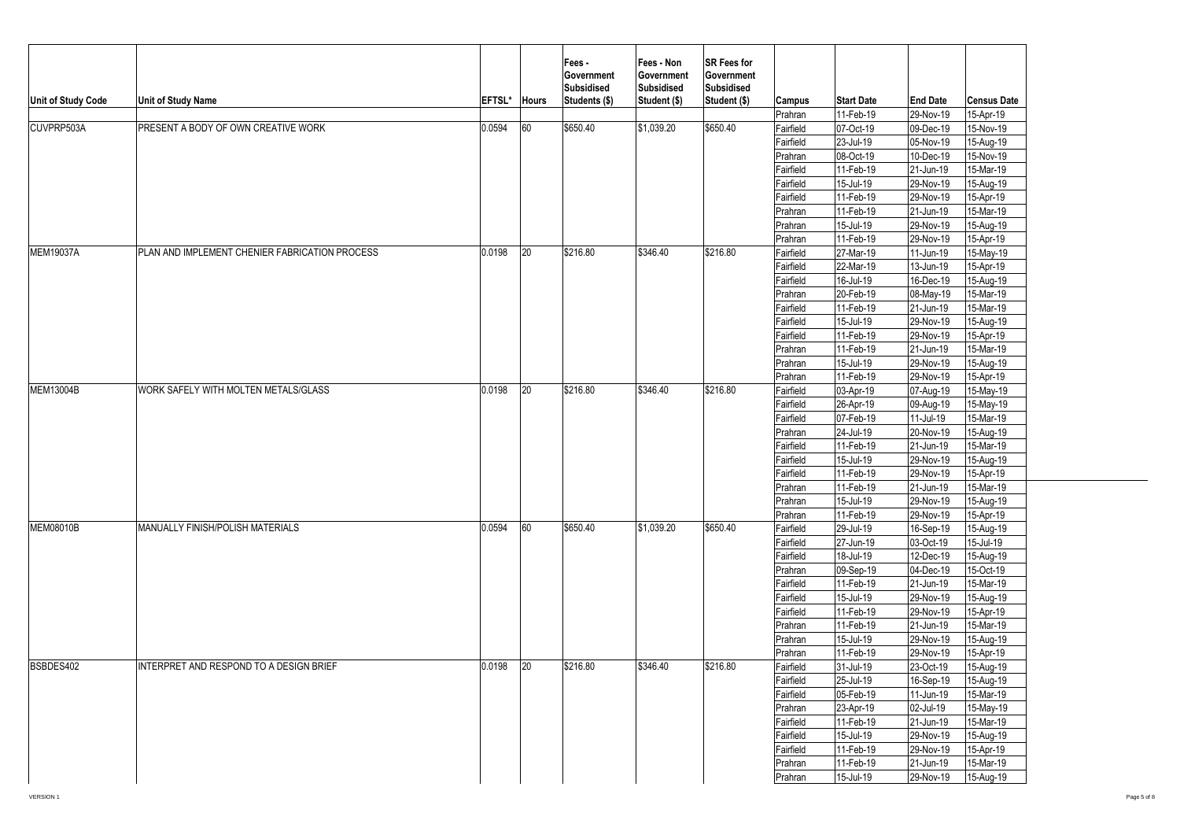| Unit of Study Code | Unit of Study Name | EFTSL* | Hours | Fees - Government Subsidised Students ($) | Fees - Non Government Subsidised Student ($) | SR Fees for Government Subsidised Student ($) | Campus | Start Date | End Date | Census Date |
|---|---|---|---|---|---|---|---|---|---|---|
| | | | | | | | Prahran | 11-Feb-19 | 29-Nov-19 | 15-Apr-19 |
| CUVPRP503A | PRESENT A BODY OF OWN CREATIVE WORK | 0.0594 | 60 | $650.40 | $1,039.20 | $650.40 | Fairfield | 07-Oct-19 | 09-Dec-19 | 15-Nov-19 |
| | | | | | | | Fairfield | 23-Jul-19 | 05-Nov-19 | 15-Aug-19 |
| | | | | | | | Prahran | 08-Oct-19 | 10-Dec-19 | 15-Nov-19 |
| | | | | | | | Fairfield | 11-Feb-19 | 21-Jun-19 | 15-Mar-19 |
| | | | | | | | Fairfield | 15-Jul-19 | 29-Nov-19 | 15-Aug-19 |
| | | | | | | | Fairfield | 11-Feb-19 | 29-Nov-19 | 15-Apr-19 |
| | | | | | | | Prahran | 11-Feb-19 | 21-Jun-19 | 15-Mar-19 |
| | | | | | | | Prahran | 15-Jul-19 | 29-Nov-19 | 15-Aug-19 |
| | | | | | | | Prahran | 11-Feb-19 | 29-Nov-19 | 15-Apr-19 |
| MEM19037A | PLAN AND IMPLEMENT CHENIER FABRICATION PROCESS | 0.0198 | 20 | $216.80 | $346.40 | $216.80 | Fairfield | 27-Mar-19 | 11-Jun-19 | 15-May-19 |
| | | | | | | | Fairfield | 22-Mar-19 | 13-Jun-19 | 15-Apr-19 |
| | | | | | | | Fairfield | 16-Jul-19 | 16-Dec-19 | 15-Aug-19 |
| | | | | | | | Prahran | 20-Feb-19 | 08-May-19 | 15-Mar-19 |
| | | | | | | | Fairfield | 11-Feb-19 | 21-Jun-19 | 15-Mar-19 |
| | | | | | | | Fairfield | 15-Jul-19 | 29-Nov-19 | 15-Aug-19 |
| | | | | | | | Fairfield | 11-Feb-19 | 29-Nov-19 | 15-Apr-19 |
| | | | | | | | Prahran | 11-Feb-19 | 21-Jun-19 | 15-Mar-19 |
| | | | | | | | Prahran | 15-Jul-19 | 29-Nov-19 | 15-Aug-19 |
| | | | | | | | Prahran | 11-Feb-19 | 29-Nov-19 | 15-Apr-19 |
| MEM13004B | WORK SAFELY WITH MOLTEN METALS/GLASS | 0.0198 | 20 | $216.80 | $346.40 | $216.80 | Fairfield | 03-Apr-19 | 07-Aug-19 | 15-May-19 |
| | | | | | | | Fairfield | 26-Apr-19 | 09-Aug-19 | 15-May-19 |
| | | | | | | | Fairfield | 07-Feb-19 | 11-Jul-19 | 15-Mar-19 |
| | | | | | | | Prahran | 24-Jul-19 | 20-Nov-19 | 15-Aug-19 |
| | | | | | | | Fairfield | 11-Feb-19 | 21-Jun-19 | 15-Mar-19 |
| | | | | | | | Fairfield | 15-Jul-19 | 29-Nov-19 | 15-Aug-19 |
| | | | | | | | Fairfield | 11-Feb-19 | 29-Nov-19 | 15-Apr-19 |
| | | | | | | | Prahran | 11-Feb-19 | 21-Jun-19 | 15-Mar-19 |
| | | | | | | | Prahran | 15-Jul-19 | 29-Nov-19 | 15-Aug-19 |
| | | | | | | | Prahran | 11-Feb-19 | 29-Nov-19 | 15-Apr-19 |
| MEM08010B | MANUALLY FINISH/POLISH MATERIALS | 0.0594 | 60 | $650.40 | $1,039.20 | $650.40 | Fairfield | 29-Jul-19 | 16-Sep-19 | 15-Aug-19 |
| | | | | | | | Fairfield | 27-Jun-19 | 03-Oct-19 | 15-Jul-19 |
| | | | | | | | Fairfield | 18-Jul-19 | 12-Dec-19 | 15-Aug-19 |
| | | | | | | | Prahran | 09-Sep-19 | 04-Dec-19 | 15-Oct-19 |
| | | | | | | | Fairfield | 11-Feb-19 | 21-Jun-19 | 15-Mar-19 |
| | | | | | | | Fairfield | 15-Jul-19 | 29-Nov-19 | 15-Aug-19 |
| | | | | | | | Fairfield | 11-Feb-19 | 29-Nov-19 | 15-Apr-19 |
| | | | | | | | Prahran | 11-Feb-19 | 21-Jun-19 | 15-Mar-19 |
| | | | | | | | Prahran | 15-Jul-19 | 29-Nov-19 | 15-Aug-19 |
| | | | | | | | Prahran | 11-Feb-19 | 29-Nov-19 | 15-Apr-19 |
| BSBDES402 | INTERPRET AND RESPOND TO A DESIGN BRIEF | 0.0198 | 20 | $216.80 | $346.40 | $216.80 | Fairfield | 31-Jul-19 | 23-Oct-19 | 15-Aug-19 |
| | | | | | | | Fairfield | 25-Jul-19 | 16-Sep-19 | 15-Aug-19 |
| | | | | | | | Fairfield | 05-Feb-19 | 11-Jun-19 | 15-Mar-19 |
| | | | | | | | Prahran | 23-Apr-19 | 02-Jul-19 | 15-May-19 |
| | | | | | | | Fairfield | 11-Feb-19 | 21-Jun-19 | 15-Mar-19 |
| | | | | | | | Fairfield | 15-Jul-19 | 29-Nov-19 | 15-Aug-19 |
| | | | | | | | Fairfield | 11-Feb-19 | 29-Nov-19 | 15-Apr-19 |
| | | | | | | | Prahran | 11-Feb-19 | 21-Jun-19 | 15-Mar-19 |
| | | | | | | | Prahran | 15-Jul-19 | 29-Nov-19 | 15-Aug-19 |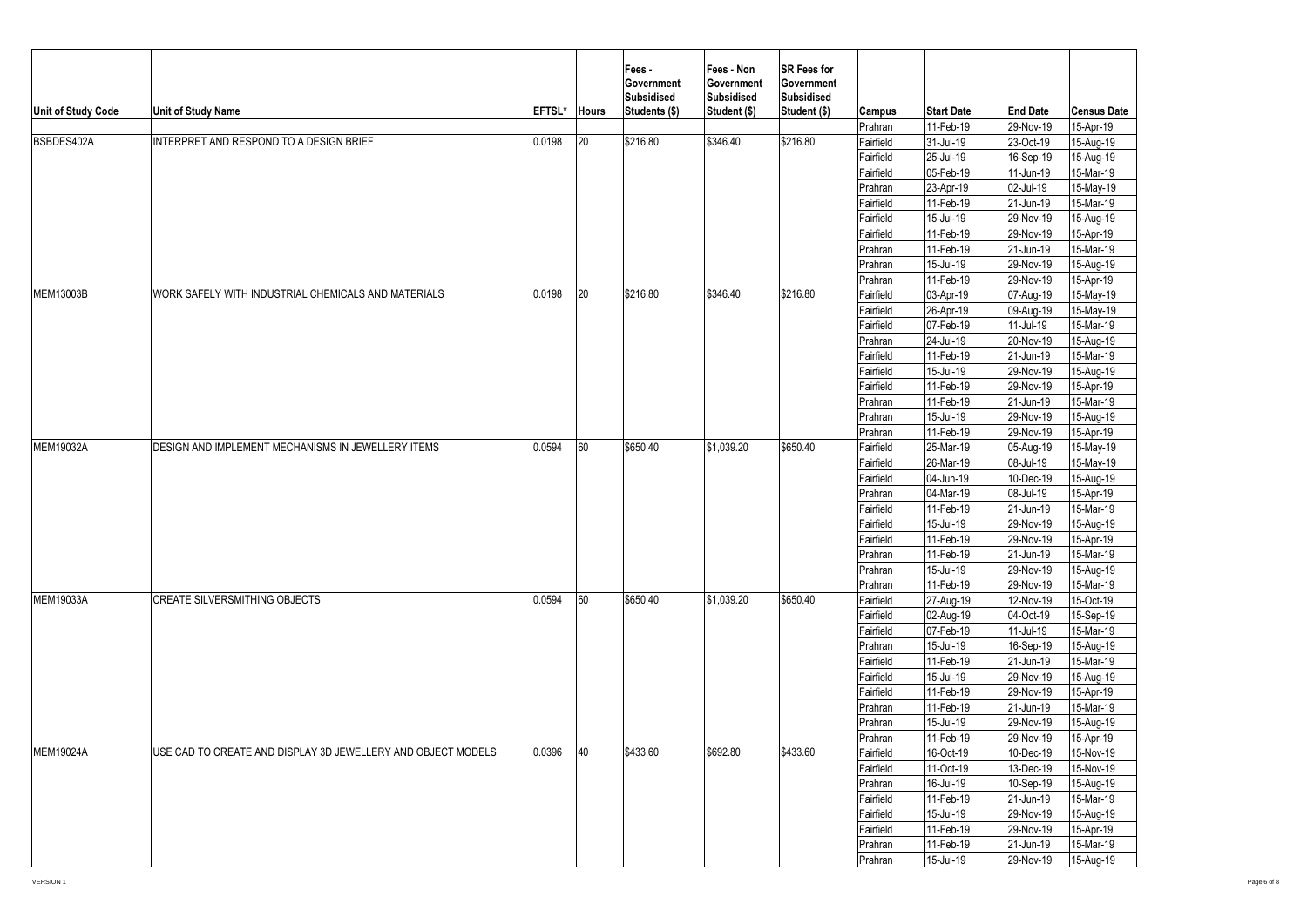| Unit of Study Code | Unit of Study Name | EFTSL* | Hours | Fees - Government Subsidised Students ($) | Fees - Non Government Subsidised Student ($) | SR Fees for Government Subsidised Student ($) | Campus | Start Date | End Date | Census Date |
|---|---|---|---|---|---|---|---|---|---|---|
| | | | | | | | Prahran | 11-Feb-19 | 29-Nov-19 | 15-Apr-19 |
| BSBDES402A | INTERPRET AND RESPOND TO A DESIGN BRIEF | 0.0198 | 20 | $216.80 | $346.40 | $216.80 | Fairfield | 31-Jul-19 | 23-Oct-19 | 15-Aug-19 |
| | | | | | | | Fairfield | 25-Jul-19 | 16-Sep-19 | 15-Aug-19 |
| | | | | | | | Fairfield | 05-Feb-19 | 11-Jun-19 | 15-Mar-19 |
| | | | | | | | Prahran | 23-Apr-19 | 02-Jul-19 | 15-May-19 |
| | | | | | | | Fairfield | 11-Feb-19 | 21-Jun-19 | 15-Mar-19 |
| | | | | | | | Fairfield | 15-Jul-19 | 29-Nov-19 | 15-Aug-19 |
| | | | | | | | Fairfield | 11-Feb-19 | 29-Nov-19 | 15-Apr-19 |
| | | | | | | | Prahran | 11-Feb-19 | 21-Jun-19 | 15-Mar-19 |
| | | | | | | | Prahran | 15-Jul-19 | 29-Nov-19 | 15-Aug-19 |
| | | | | | | | Prahran | 11-Feb-19 | 29-Nov-19 | 15-Apr-19 |
| MEM13003B | WORK SAFELY WITH INDUSTRIAL CHEMICALS AND MATERIALS | 0.0198 | 20 | $216.80 | $346.40 | $216.80 | Fairfield | 03-Apr-19 | 07-Aug-19 | 15-May-19 |
| | | | | | | | Fairfield | 26-Apr-19 | 09-Aug-19 | 15-May-19 |
| | | | | | | | Fairfield | 07-Feb-19 | 11-Jul-19 | 15-Mar-19 |
| | | | | | | | Prahran | 24-Jul-19 | 20-Nov-19 | 15-Aug-19 |
| | | | | | | | Fairfield | 11-Feb-19 | 21-Jun-19 | 15-Mar-19 |
| | | | | | | | Fairfield | 15-Jul-19 | 29-Nov-19 | 15-Aug-19 |
| | | | | | | | Fairfield | 11-Feb-19 | 29-Nov-19 | 15-Apr-19 |
| | | | | | | | Prahran | 11-Feb-19 | 21-Jun-19 | 15-Mar-19 |
| | | | | | | | Prahran | 15-Jul-19 | 29-Nov-19 | 15-Aug-19 |
| | | | | | | | Prahran | 11-Feb-19 | 29-Nov-19 | 15-Apr-19 |
| MEM19032A | DESIGN AND IMPLEMENT MECHANISMS IN JEWELLERY ITEMS | 0.0594 | 60 | $650.40 | $1,039.20 | $650.40 | Fairfield | 25-Mar-19 | 05-Aug-19 | 15-May-19 |
| | | | | | | | Fairfield | 26-Mar-19 | 08-Jul-19 | 15-May-19 |
| | | | | | | | Fairfield | 04-Jun-19 | 10-Dec-19 | 15-Aug-19 |
| | | | | | | | Prahran | 04-Mar-19 | 08-Jul-19 | 15-Apr-19 |
| | | | | | | | Fairfield | 11-Feb-19 | 21-Jun-19 | 15-Mar-19 |
| | | | | | | | Fairfield | 15-Jul-19 | 29-Nov-19 | 15-Aug-19 |
| | | | | | | | Fairfield | 11-Feb-19 | 29-Nov-19 | 15-Apr-19 |
| | | | | | | | Prahran | 11-Feb-19 | 21-Jun-19 | 15-Mar-19 |
| | | | | | | | Prahran | 15-Jul-19 | 29-Nov-19 | 15-Aug-19 |
| | | | | | | | Prahran | 11-Feb-19 | 29-Nov-19 | 15-Mar-19 |
| MEM19033A | CREATE SILVERSMITHING OBJECTS | 0.0594 | 60 | $650.40 | $1,039.20 | $650.40 | Fairfield | 27-Aug-19 | 12-Nov-19 | 15-Oct-19 |
| | | | | | | | Fairfield | 02-Aug-19 | 04-Oct-19 | 15-Sep-19 |
| | | | | | | | Fairfield | 07-Feb-19 | 11-Jul-19 | 15-Mar-19 |
| | | | | | | | Prahran | 15-Jul-19 | 16-Sep-19 | 15-Aug-19 |
| | | | | | | | Fairfield | 11-Feb-19 | 21-Jun-19 | 15-Mar-19 |
| | | | | | | | Fairfield | 15-Jul-19 | 29-Nov-19 | 15-Aug-19 |
| | | | | | | | Fairfield | 11-Feb-19 | 29-Nov-19 | 15-Apr-19 |
| | | | | | | | Prahran | 11-Feb-19 | 21-Jun-19 | 15-Mar-19 |
| | | | | | | | Prahran | 15-Jul-19 | 29-Nov-19 | 15-Aug-19 |
| | | | | | | | Prahran | 11-Feb-19 | 29-Nov-19 | 15-Apr-19 |
| MEM19024A | USE CAD TO CREATE AND DISPLAY 3D JEWELLERY AND OBJECT MODELS | 0.0396 | 40 | $433.60 | $692.80 | $433.60 | Fairfield | 16-Oct-19 | 10-Dec-19 | 15-Nov-19 |
| | | | | | | | Fairfield | 11-Oct-19 | 13-Dec-19 | 15-Nov-19 |
| | | | | | | | Prahran | 16-Jul-19 | 10-Sep-19 | 15-Aug-19 |
| | | | | | | | Fairfield | 11-Feb-19 | 21-Jun-19 | 15-Mar-19 |
| | | | | | | | Fairfield | 15-Jul-19 | 29-Nov-19 | 15-Aug-19 |
| | | | | | | | Fairfield | 11-Feb-19 | 29-Nov-19 | 15-Apr-19 |
| | | | | | | | Prahran | 11-Feb-19 | 21-Jun-19 | 15-Mar-19 |
| | | | | | | | Prahran | 15-Jul-19 | 29-Nov-19 | 15-Aug-19 |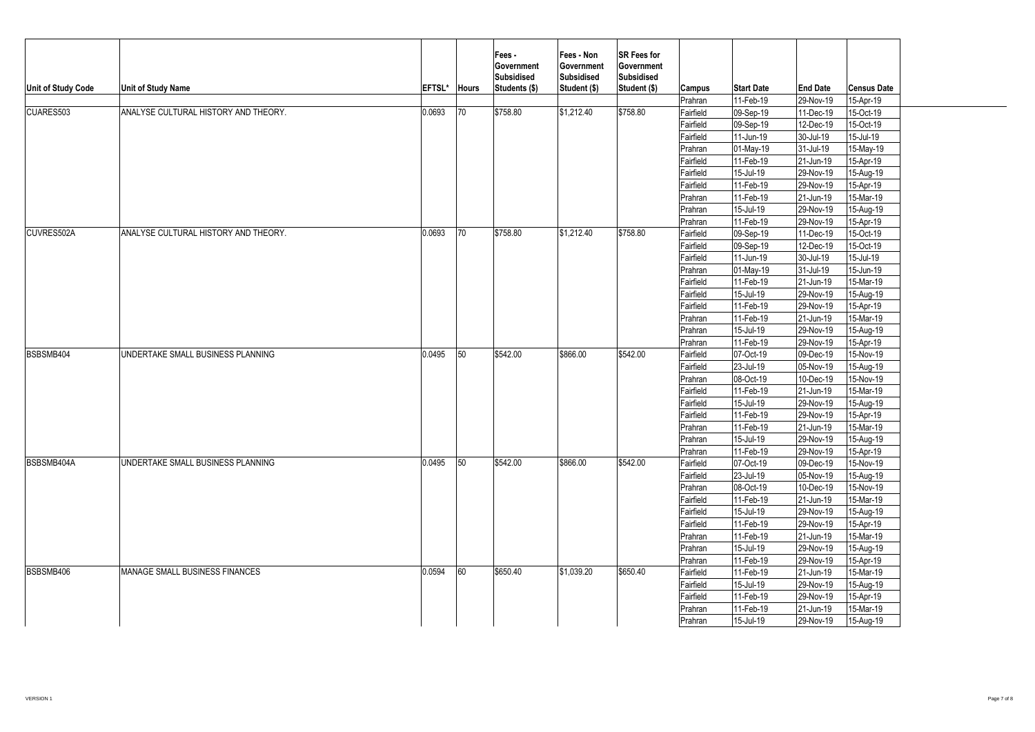| Unit of Study Code | Unit of Study Name | EFTSL* | Hours | Fees - Government Subsidised Students ($) | Fees - Non Government Subsidised Student ($) | SR Fees for Government Subsidised Student ($) | Campus | Start Date | End Date | Census Date |
|---|---|---|---|---|---|---|---|---|---|---|
| | | | | | | | Prahran | 11-Feb-19 | 29-Nov-19 | 15-Apr-19 |
| CUARES503 | ANALYSE CULTURAL HISTORY AND THEORY. | 0.0693 | 70 | $758.80 | $1,212.40 | $758.80 | Fairfield | 09-Sep-19 | 11-Dec-19 | 15-Oct-19 |
| | | | | | | | Fairfield | 09-Sep-19 | 12-Dec-19 | 15-Oct-19 |
| | | | | | | | Fairfield | 11-Jun-19 | 30-Jul-19 | 15-Jul-19 |
| | | | | | | | Prahran | 01-May-19 | 31-Jul-19 | 15-May-19 |
| | | | | | | | Fairfield | 11-Feb-19 | 21-Jun-19 | 15-Apr-19 |
| | | | | | | | Fairfield | 15-Jul-19 | 29-Nov-19 | 15-Aug-19 |
| | | | | | | | Fairfield | 11-Feb-19 | 29-Nov-19 | 15-Apr-19 |
| | | | | | | | Prahran | 11-Feb-19 | 21-Jun-19 | 15-Mar-19 |
| | | | | | | | Prahran | 15-Jul-19 | 29-Nov-19 | 15-Aug-19 |
| | | | | | | | Prahran | 11-Feb-19 | 29-Nov-19 | 15-Apr-19 |
| CUVRES502A | ANALYSE CULTURAL HISTORY AND THEORY. | 0.0693 | 70 | $758.80 | $1,212.40 | $758.80 | Fairfield | 09-Sep-19 | 11-Dec-19 | 15-Oct-19 |
| | | | | | | | Fairfield | 09-Sep-19 | 12-Dec-19 | 15-Oct-19 |
| | | | | | | | Fairfield | 11-Jun-19 | 30-Jul-19 | 15-Jul-19 |
| | | | | | | | Prahran | 01-May-19 | 31-Jul-19 | 15-Jun-19 |
| | | | | | | | Fairfield | 11-Feb-19 | 21-Jun-19 | 15-Mar-19 |
| | | | | | | | Fairfield | 15-Jul-19 | 29-Nov-19 | 15-Aug-19 |
| | | | | | | | Fairfield | 11-Feb-19 | 29-Nov-19 | 15-Apr-19 |
| | | | | | | | Prahran | 11-Feb-19 | 21-Jun-19 | 15-Mar-19 |
| | | | | | | | Prahran | 15-Jul-19 | 29-Nov-19 | 15-Aug-19 |
| | | | | | | | Prahran | 11-Feb-19 | 29-Nov-19 | 15-Apr-19 |
| BSBSMB404 | UNDERTAKE SMALL BUSINESS PLANNING | 0.0495 | 50 | $542.00 | $866.00 | $542.00 | Fairfield | 07-Oct-19 | 09-Dec-19 | 15-Nov-19 |
| | | | | | | | Fairfield | 23-Jul-19 | 05-Nov-19 | 15-Aug-19 |
| | | | | | | | Prahran | 08-Oct-19 | 10-Dec-19 | 15-Nov-19 |
| | | | | | | | Fairfield | 11-Feb-19 | 21-Jun-19 | 15-Mar-19 |
| | | | | | | | Fairfield | 15-Jul-19 | 29-Nov-19 | 15-Aug-19 |
| | | | | | | | Fairfield | 11-Feb-19 | 29-Nov-19 | 15-Apr-19 |
| | | | | | | | Prahran | 11-Feb-19 | 21-Jun-19 | 15-Mar-19 |
| | | | | | | | Prahran | 15-Jul-19 | 29-Nov-19 | 15-Aug-19 |
| | | | | | | | Prahran | 11-Feb-19 | 29-Nov-19 | 15-Apr-19 |
| BSBSMB404A | UNDERTAKE SMALL BUSINESS PLANNING | 0.0495 | 50 | $542.00 | $866.00 | $542.00 | Fairfield | 07-Oct-19 | 09-Dec-19 | 15-Nov-19 |
| | | | | | | | Fairfield | 23-Jul-19 | 05-Nov-19 | 15-Aug-19 |
| | | | | | | | Prahran | 08-Oct-19 | 10-Dec-19 | 15-Nov-19 |
| | | | | | | | Fairfield | 11-Feb-19 | 21-Jun-19 | 15-Mar-19 |
| | | | | | | | Fairfield | 15-Jul-19 | 29-Nov-19 | 15-Aug-19 |
| | | | | | | | Fairfield | 11-Feb-19 | 29-Nov-19 | 15-Apr-19 |
| | | | | | | | Prahran | 11-Feb-19 | 21-Jun-19 | 15-Mar-19 |
| | | | | | | | Prahran | 15-Jul-19 | 29-Nov-19 | 15-Aug-19 |
| | | | | | | | Prahran | 11-Feb-19 | 29-Nov-19 | 15-Apr-19 |
| BSBSMB406 | MANAGE SMALL BUSINESS FINANCES | 0.0594 | 60 | $650.40 | $1,039.20 | $650.40 | Fairfield | 11-Feb-19 | 21-Jun-19 | 15-Mar-19 |
| | | | | | | | Fairfield | 15-Jul-19 | 29-Nov-19 | 15-Aug-19 |
| | | | | | | | Fairfield | 11-Feb-19 | 29-Nov-19 | 15-Apr-19 |
| | | | | | | | Prahran | 11-Feb-19 | 21-Jun-19 | 15-Mar-19 |
| | | | | | | | Prahran | 15-Jul-19 | 29-Nov-19 | 15-Aug-19 |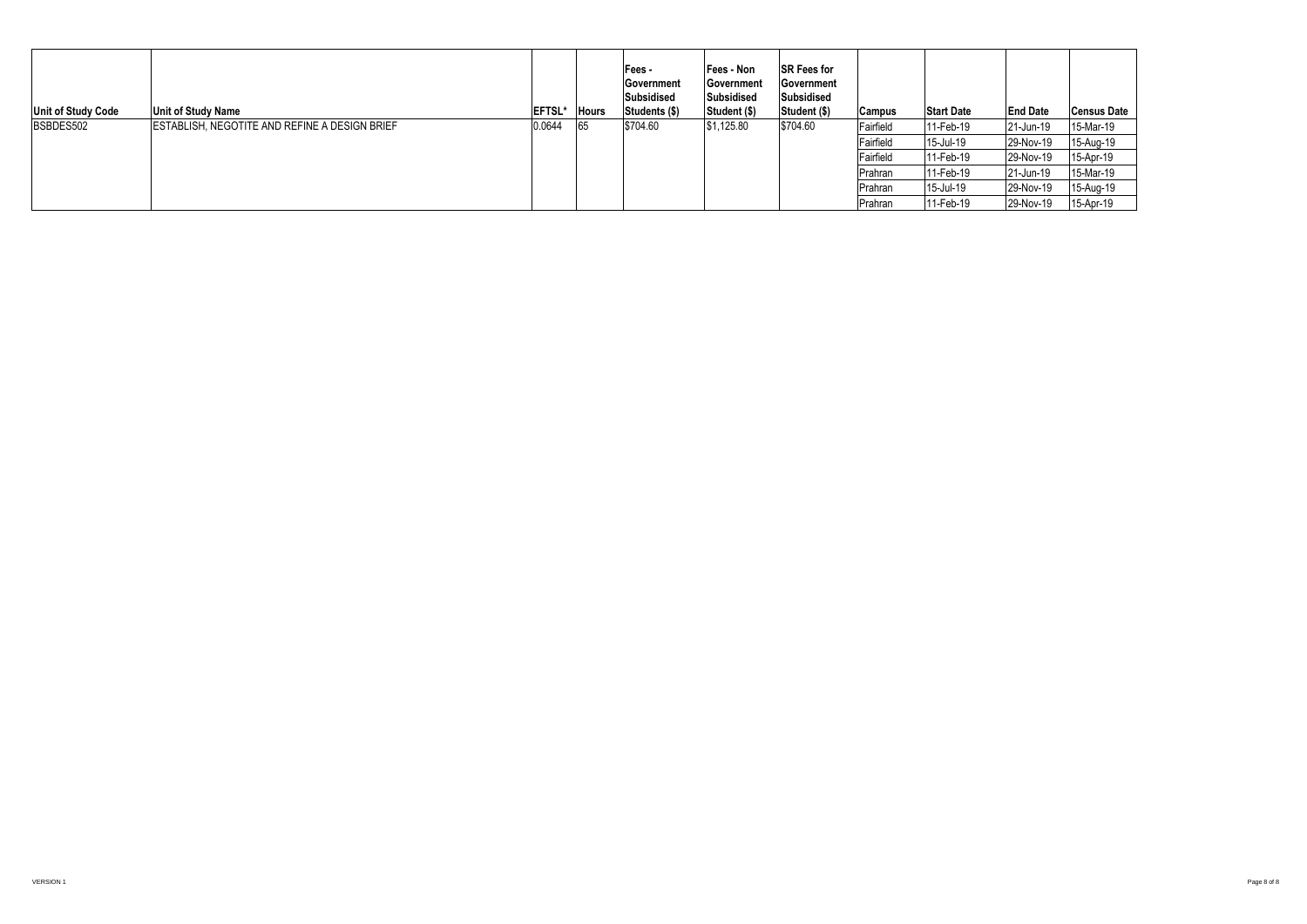| Unit of Study Code | Unit of Study Name | EFTSL* | Hours | Fees - Government Subsidised Students ($) | Fees - Non Government Subsidised Student ($) | SR Fees for Government Subsidised Student ($) | Campus | Start Date | End Date | Census Date |
|---|---|---|---|---|---|---|---|---|---|---|
| BSBDES502 | ESTABLISH, NEGOTITE AND REFINE A DESIGN BRIEF | 0.0644 | 65 | $704.60 | $1,125.80 | $704.60 | Fairfield | 11-Feb-19 | 21-Jun-19 | 15-Mar-19 |
| | | | | | | | Fairfield | 15-Jul-19 | 29-Nov-19 | 15-Aug-19 |
| | | | | | | | Fairfield | 11-Feb-19 | 29-Nov-19 | 15-Apr-19 |
| | | | | | | | Prahran | 11-Feb-19 | 21-Jun-19 | 15-Mar-19 |
| | | | | | | | Prahran | 15-Jul-19 | 29-Nov-19 | 15-Aug-19 |
| | | | | | | | Prahran | 11-Feb-19 | 29-Nov-19 | 15-Apr-19 |

VERSION 1